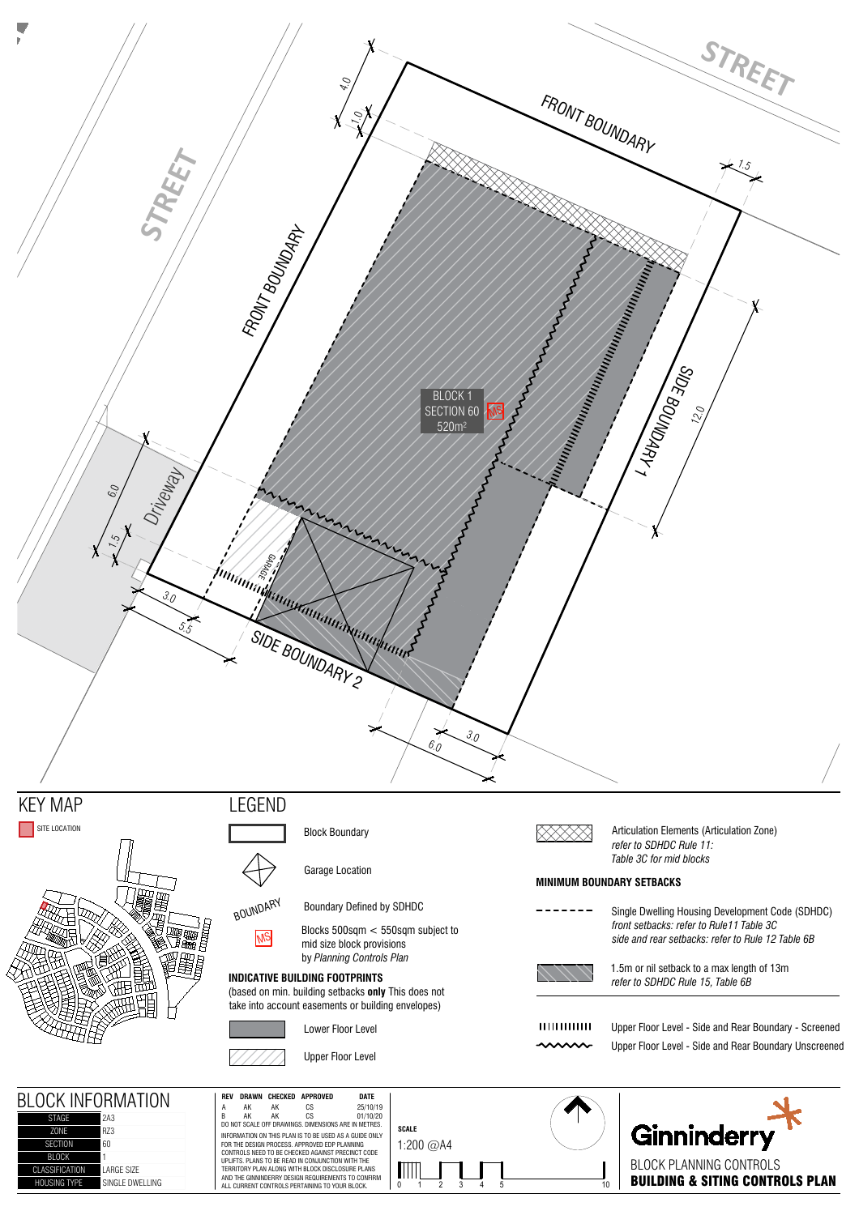STREET

STREET

FRONT BOUNDARY

FRONT BOUNDARY

SIDE BOUNDARY 1

SIDE BOUNDARY 2

Driveway

GARAGE

BLOCK 1
SECTION 60
520m²
MS

4.0
1.0
1.5
12.0
6.0
1.5
3.0
5.5
3.0
6.0

## KEY MAP

SITE LOCATION

## LEGEND

- Block Boundary
- Garage Location
- BOUNDARY — Boundary Defined by SDHDC
- MS — Blocks 500sqm < 550sqm subject to mid size block provisions by *Planning Controls Plan*

**INDICATIVE BUILDING FOOTPRINTS**
(based on min. building setbacks **only** This does not take into account easements or building envelopes)

- Lower Floor Level
- Upper Floor Level

- Articulation Elements (Articulation Zone) *refer to SDHDC Rule 11: Table 3C for mid blocks*

**MINIMUM BOUNDARY SETBACKS**

- Single Dwelling Housing Development Code (SDHDC) *front setbacks: refer to Rule11 Table 3C side and rear setbacks: refer to Rule 12 Table 6B*
- 1.5m or nil setback to a max length of 13m *refer to SDHDC Rule 15, Table 6B*
- Upper Floor Level - Side and Rear Boundary - Screened
- Upper Floor Level - Side and Rear Boundary Unscreened

## BLOCK INFORMATION

| | |
|---|---|
| STAGE | 2A3 |
| ZONE | RZ3 |
| SECTION | 60 |
| BLOCK | 1 |
| CLASSIFICATION | LARGE SIZE |
| HOUSING TYPE | SINGLE DWELLING |

| REV | DRAWN | CHECKED | APPROVED | DATE |
|---|---|---|---|---|
| A | AK | AK | CS | 25/10/19 |
| B | AK | AK | CS | 01/10/20 |

DO NOT SCALE OFF DRAWINGS. DIMENSIONS ARE IN METRES.

INFORMATION ON THIS PLAN IS TO BE USED AS A GUIDE ONLY FOR THE DESIGN PROCESS. APPROVED EDP PLANNING CONTROLS NEED TO BE CHECKED AGAINST PRECINCT CODE UPLIFTS. PLANS TO BE READ IN CONJUNCTION WITH THE TERRITORY PLAN ALONG WITH BLOCK DISCLOSURE PLANS AND THE GINNINDERRY DESIGN REQUIREMENTS TO CONFIRM ALL CURRENT CONTROLS PERTAINING TO YOUR BLOCK.

**SCALE**
1:200 @A4

0 1 2 3 4 5 10

Ginninderry

BLOCK PLANNING CONTROLS
**BUILDING & SITING CONTROLS PLAN**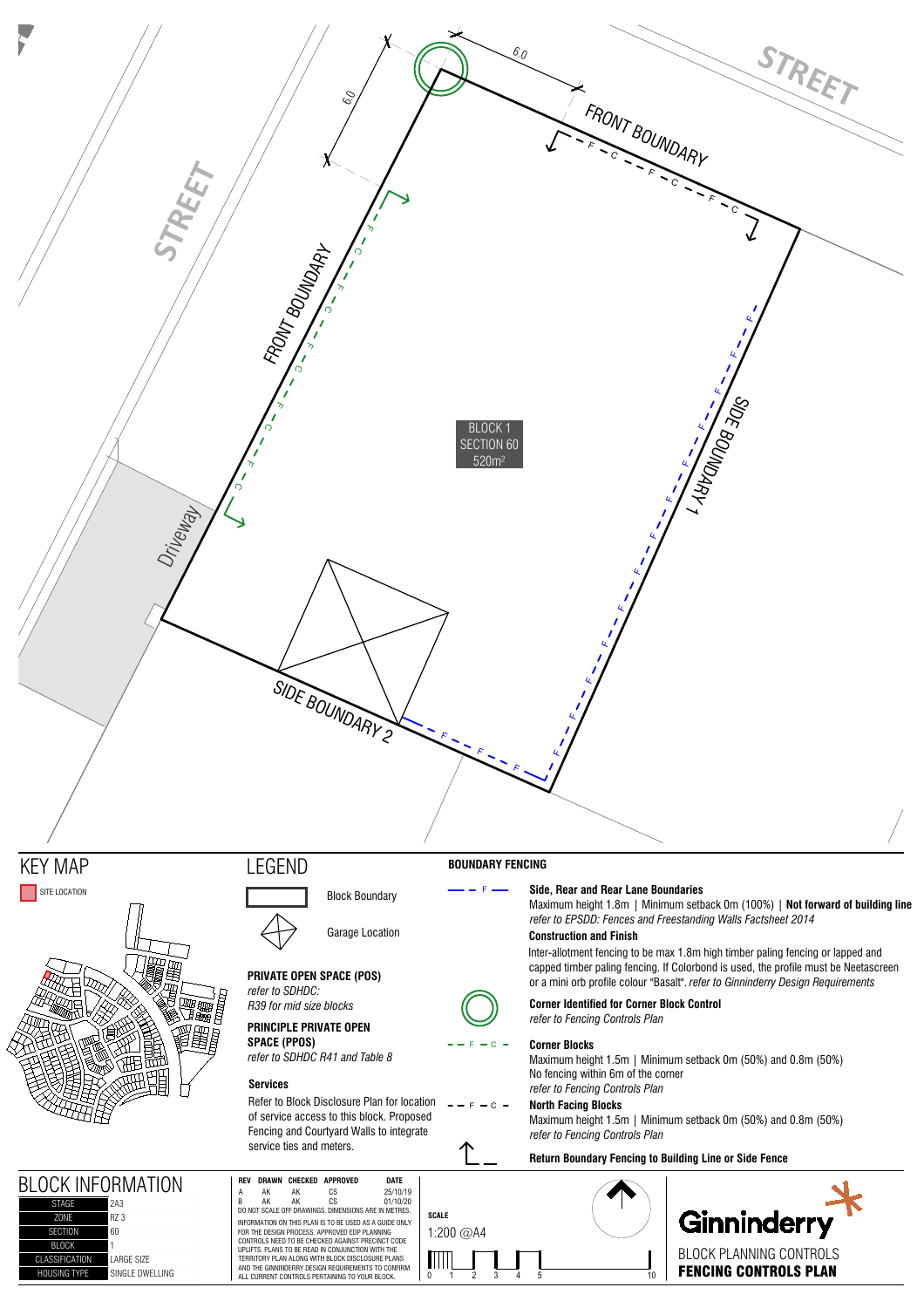STREET

STREET

6.0

6.0

FRONT BOUNDARY

FRONT BOUNDARY

SIDE BOUNDARY 1

SIDE BOUNDARY 2

Driveway

BLOCK 1
SECTION 60
520m²

## KEY MAP

SITE LOCATION

## LEGEND

Block Boundary

Garage Location

**PRIVATE OPEN SPACE (POS)**
*refer to SDHDC:*
*R39 for mid size blocks*

**PRINCIPLE PRIVATE OPEN SPACE (PPOS)**
*refer to SDHDC R41 and Table 8*

**Services**
Refer to Block Disclosure Plan for location of service access to this block. Proposed Fencing and Courtyard Walls to integrate service ties and meters.

## BOUNDARY FENCING

**Side, Rear and Rear Lane Boundaries**
Maximum height 1.8m | Minimum setback 0m (100%) | **Not forward of building line**
*refer to EPSDD: Fences and Freestanding Walls Factsheet 2014*

**Construction and Finish**
Inter-allotment fencing to be max 1.8m high timber paling fencing or lapped and capped timber paling fencing. If Colorbond is used, the profile must be Neetascreen or a mini orb profile colour "Basalt". *refer to Ginninderry Design Requirements*

**Corner Identified for Corner Block Control**
*refer to Fencing Controls Plan*

**Corner Blocks**
Maximum height 1.5m | Minimum setback 0m (50%) and 0.8m (50%)
No fencing within 6m of the corner
*refer to Fencing Controls Plan*

**North Facing Blocks**
Maximum height 1.5m | Minimum setback 0m (50%) and 0.8m (50%)
*refer to Fencing Controls Plan*

**Return Boundary Fencing to Building Line or Side Fence**

## BLOCK INFORMATION

| | |
|---|---|
| STAGE | 2A3 |
| ZONE | RZ 3 |
| SECTION | 60 |
| BLOCK | 1 |
| CLASSIFICATION | LARGE SIZE |
| HOUSING TYPE | SINGLE DWELLING |

| REV | DRAWN | CHECKED | APPROVED | DATE |
|---|---|---|---|---|
| A | AK | AK | CS | 25/10/19 |
| B | AK | AK | CS | 01/10/20 |

DO NOT SCALE OFF DRAWINGS. DIMENSIONS ARE IN METRES.

INFORMATION ON THIS PLAN IS TO BE USED AS A GUIDE ONLY FOR THE DESIGN PROCESS. APPROVED EDP PLANNING CONTROLS NEED TO BE CHECKED AGAINST PRECINCT CODE UPLIFTS. PLANS TO BE READ IN CONJUNCTION WITH THE TERRITORY PLAN ALONG WITH BLOCK DISCLOSURE PLANS AND THE GINNINDERRY DESIGN REQUIREMENTS TO CONFIRM ALL CURRENT CONTROLS PERTAINING TO YOUR BLOCK.

**SCALE**
1:200 @A4

0 1 2 3 4 5 10

Ginninderry

BLOCK PLANNING CONTROLS
**FENCING CONTROLS PLAN**